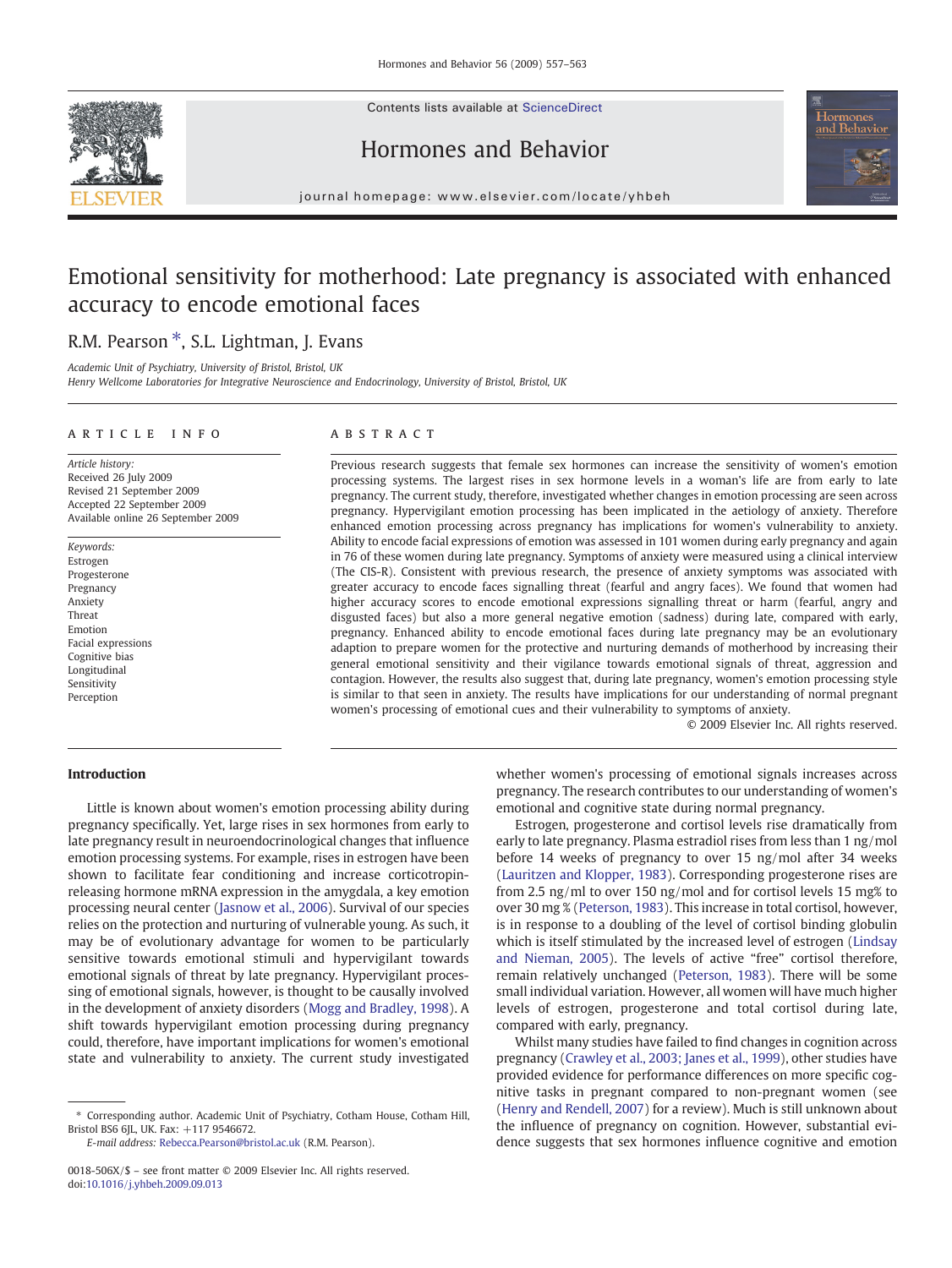# Emotional sensitivity for motherhood: Late pregnancy is associated with enhanced accuracy to encode emotional faces

R.M. Pearson *, S.L. Lightman, J. Evans

*Academic Unit of Psychiatry, University of Bristol, Bristol, UK*
*Henry Wellcome Laboratories for Integrative Neuroscience and Endocrinology, University of Bristol, Bristol, UK*

## ARTICLE INFO

*Article history:*
Received 26 July 2009
Revised 21 September 2009
Accepted 22 September 2009
Available online 26 September 2009

*Keywords:*
Estrogen
Progesterone
Pregnancy
Anxiety
Threat
Emotion
Facial expressions
Cognitive bias
Longitudinal
Sensitivity
Perception

## ABSTRACT

Previous research suggests that female sex hormones can increase the sensitivity of women's emotion processing systems. The largest rises in sex hormone levels in a woman's life are from early to late pregnancy. The current study, therefore, investigated whether changes in emotion processing are seen across pregnancy. Hypervigilant emotion processing has been implicated in the aetiology of anxiety. Therefore enhanced emotion processing across pregnancy has implications for women's vulnerability to anxiety. Ability to encode facial expressions of emotion was assessed in 101 women during early pregnancy and again in 76 of these women during late pregnancy. Symptoms of anxiety were measured using a clinical interview (The CIS-R). Consistent with previous research, the presence of anxiety symptoms was associated with greater accuracy to encode faces signalling threat (fearful and angry faces). We found that women had higher accuracy scores to encode emotional expressions signalling threat or harm (fearful, angry and disgusted faces) but also a more general negative emotion (sadness) during late, compared with early, pregnancy. Enhanced ability to encode emotional faces during late pregnancy may be an evolutionary adaption to prepare women for the protective and nurturing demands of motherhood by increasing their general emotional sensitivity and their vigilance towards emotional signals of threat, aggression and contagion. However, the results also suggest that, during late pregnancy, women's emotion processing style is similar to that seen in anxiety. The results have implications for our understanding of normal pregnant women's processing of emotional cues and their vulnerability to symptoms of anxiety.

© 2009 Elsevier Inc. All rights reserved.

## Introduction

Little is known about women's emotion processing ability during pregnancy specifically. Yet, large rises in sex hormones from early to late pregnancy result in neuroendocrinological changes that influence emotion processing systems. For example, rises in estrogen have been shown to facilitate fear conditioning and increase corticotropin-releasing hormone mRNA expression in the amygdala, a key emotion processing neural center (Jasnow et al., 2006). Survival of our species relies on the protection and nurturing of vulnerable young. As such, it may be of evolutionary advantage for women to be particularly sensitive towards emotional stimuli and hypervigilant towards emotional signals of threat by late pregnancy. Hypervigilant processing of emotional signals, however, is thought to be causally involved in the development of anxiety disorders (Mogg and Bradley, 1998). A shift towards hypervigilant emotion processing during pregnancy could, therefore, have important implications for women's emotional state and vulnerability to anxiety. The current study investigated whether women's processing of emotional signals increases across pregnancy. The research contributes to our understanding of women's emotional and cognitive state during normal pregnancy.

Estrogen, progesterone and cortisol levels rise dramatically from early to late pregnancy. Plasma estradiol rises from less than 1 ng/mol before 14 weeks of pregnancy to over 15 ng/mol after 34 weeks (Lauritzen and Klopper, 1983). Corresponding progesterone rises are from 2.5 ng/ml to over 150 ng/mol and for cortisol levels 15 mg% to over 30 mg % (Peterson, 1983). This increase in total cortisol, however, is in response to a doubling of the level of cortisol binding globulin which is itself stimulated by the increased level of estrogen (Lindsay and Nieman, 2005). The levels of active "free" cortisol therefore, remain relatively unchanged (Peterson, 1983). There will be some small individual variation. However, all women will have much higher levels of estrogen, progesterone and total cortisol during late, compared with early, pregnancy.

Whilst many studies have failed to find changes in cognition across pregnancy (Crawley et al., 2003; Janes et al., 1999), other studies have provided evidence for performance differences on more specific cognitive tasks in pregnant compared to non-pregnant women (see (Henry and Rendell, 2007) for a review). Much is still unknown about the influence of pregnancy on cognition. However, substantial evidence suggests that sex hormones influence cognitive and emotion

* Corresponding author. Academic Unit of Psychiatry, Cotham House, Cotham Hill, Bristol BS6 6JL, UK. Fax: +117 9546672.
*E-mail address:* Rebecca.Pearson@bristol.ac.uk (R.M. Pearson).

0018-506X/$ – see front matter © 2009 Elsevier Inc. All rights reserved.
doi:10.1016/j.yhbeh.2009.09.013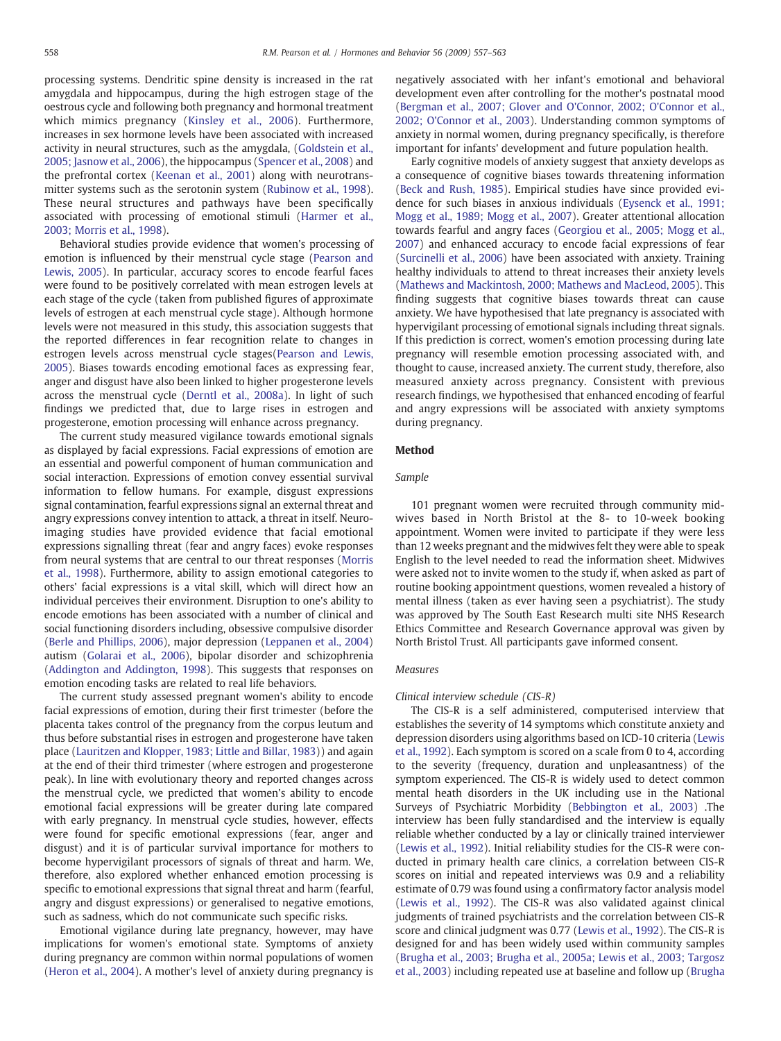processing systems. Dendritic spine density is increased in the rat amygdala and hippocampus, during the high estrogen stage of the oestrous cycle and following both pregnancy and hormonal treatment which mimics pregnancy (Kinsley et al., 2006). Furthermore, increases in sex hormone levels have been associated with increased activity in neural structures, such as the amygdala, (Goldstein et al., 2005; Jasnow et al., 2006), the hippocampus (Spencer et al., 2008) and the prefrontal cortex (Keenan et al., 2001) along with neurotransmitter systems such as the serotonin system (Rubinow et al., 1998). These neural structures and pathways have been specifically associated with processing of emotional stimuli (Harmer et al., 2003; Morris et al., 1998).

Behavioral studies provide evidence that women's processing of emotion is influenced by their menstrual cycle stage (Pearson and Lewis, 2005). In particular, accuracy scores to encode fearful faces were found to be positively correlated with mean estrogen levels at each stage of the cycle (taken from published figures of approximate levels of estrogen at each menstrual cycle stage). Although hormone levels were not measured in this study, this association suggests that the reported differences in fear recognition relate to changes in estrogen levels across menstrual cycle stages(Pearson and Lewis, 2005). Biases towards encoding emotional faces as expressing fear, anger and disgust have also been linked to higher progesterone levels across the menstrual cycle (Derntl et al., 2008a). In light of such findings we predicted that, due to large rises in estrogen and progesterone, emotion processing will enhance across pregnancy.

The current study measured vigilance towards emotional signals as displayed by facial expressions. Facial expressions of emotion are an essential and powerful component of human communication and social interaction. Expressions of emotion convey essential survival information to fellow humans. For example, disgust expressions signal contamination, fearful expressions signal an external threat and angry expressions convey intention to attack, a threat in itself. Neuroimaging studies have provided evidence that facial emotional expressions signalling threat (fear and angry faces) evoke responses from neural systems that are central to our threat responses (Morris et al., 1998). Furthermore, ability to assign emotional categories to others' facial expressions is a vital skill, which will direct how an individual perceives their environment. Disruption to one's ability to encode emotions has been associated with a number of clinical and social functioning disorders including, obsessive compulsive disorder (Berle and Phillips, 2006), major depression (Leppanen et al., 2004) autism (Golarai et al., 2006), bipolar disorder and schizophrenia (Addington and Addington, 1998). This suggests that responses on emotion encoding tasks are related to real life behaviors.

The current study assessed pregnant women's ability to encode facial expressions of emotion, during their first trimester (before the placenta takes control of the pregnancy from the corpus luteum and thus before substantial rises in estrogen and progesterone have taken place (Lauritzen and Klopper, 1983; Little and Billar, 1983)) and again at the end of their third trimester (where estrogen and progesterone peak). In line with evolutionary theory and reported changes across the menstrual cycle, we predicted that women's ability to encode emotional facial expressions will be greater during late compared with early pregnancy. In menstrual cycle studies, however, effects were found for specific emotional expressions (fear, anger and disgust) and it is of particular survival importance for mothers to become hypervigilant processors of signals of threat and harm. We, therefore, also explored whether enhanced emotion processing is specific to emotional expressions that signal threat and harm (fearful, angry and disgust expressions) or generalised to negative emotions, such as sadness, which do not communicate such specific risks.

Emotional vigilance during late pregnancy, however, may have implications for women's emotional state. Symptoms of anxiety during pregnancy are common within normal populations of women (Heron et al., 2004). A mother's level of anxiety during pregnancy is negatively associated with her infant's emotional and behavioral development even after controlling for the mother's postnatal mood (Bergman et al., 2007; Glover and O'Connor, 2002; O'Connor et al., 2002; O'Connor et al., 2003). Understanding common symptoms of anxiety in normal women, during pregnancy specifically, is therefore important for infants' development and future population health.

Early cognitive models of anxiety suggest that anxiety develops as a consequence of cognitive biases towards threatening information (Beck and Rush, 1985). Empirical studies have since provided evidence for such biases in anxious individuals (Eysenck et al., 1991; Mogg et al., 1989; Mogg et al., 2007). Greater attentional allocation towards fearful and angry faces (Georgiou et al., 2005; Mogg et al., 2007) and enhanced accuracy to encode facial expressions of fear (Surcinelli et al., 2006) have been associated with anxiety. Training healthy individuals to attend to threat increases their anxiety levels (Mathews and Mackintosh, 2000; Mathews and MacLeod, 2005). This finding suggests that cognitive biases towards threat can cause anxiety. We have hypothesised that late pregnancy is associated with hypervigilant processing of emotional signals including threat signals. If this prediction is correct, women's emotion processing during late pregnancy will resemble emotion processing associated with, and thought to cause, increased anxiety. The current study, therefore, also measured anxiety across pregnancy. Consistent with previous research findings, we hypothesised that enhanced encoding of fearful and angry expressions will be associated with anxiety symptoms during pregnancy.

## Method

### Sample

101 pregnant women were recruited through community midwives based in North Bristol at the 8- to 10-week booking appointment. Women were invited to participate if they were less than 12 weeks pregnant and the midwives felt they were able to speak English to the level needed to read the information sheet. Midwives were asked not to invite women to the study if, when asked as part of routine booking appointment questions, women revealed a history of mental illness (taken as ever having seen a psychiatrist). The study was approved by The South East Research multi site NHS Research Ethics Committee and Research Governance approval was given by North Bristol Trust. All participants gave informed consent.

### Measures

#### Clinical interview schedule (CIS-R)

The CIS-R is a self administered, computerised interview that establishes the severity of 14 symptoms which constitute anxiety and depression disorders using algorithms based on ICD-10 criteria (Lewis et al., 1992). Each symptom is scored on a scale from 0 to 4, according to the severity (frequency, duration and unpleasantness) of the symptom experienced. The CIS-R is widely used to detect common mental heath disorders in the UK including use in the National Surveys of Psychiatric Morbidity (Bebbington et al., 2003) .The interview has been fully standardised and the interview is equally reliable whether conducted by a lay or clinically trained interviewer (Lewis et al., 1992). Initial reliability studies for the CIS-R were conducted in primary health care clinics, a correlation between CIS-R scores on initial and repeated interviews was 0.9 and a reliability estimate of 0.79 was found using a confirmatory factor analysis model (Lewis et al., 1992). The CIS-R was also validated against clinical judgments of trained psychiatrists and the correlation between CIS-R score and clinical judgment was 0.77 (Lewis et al., 1992). The CIS-R is designed for and has been widely used within community samples (Brugha et al., 2003; Brugha et al., 2005a; Lewis et al., 2003; Targosz et al., 2003) including repeated use at baseline and follow up (Brugha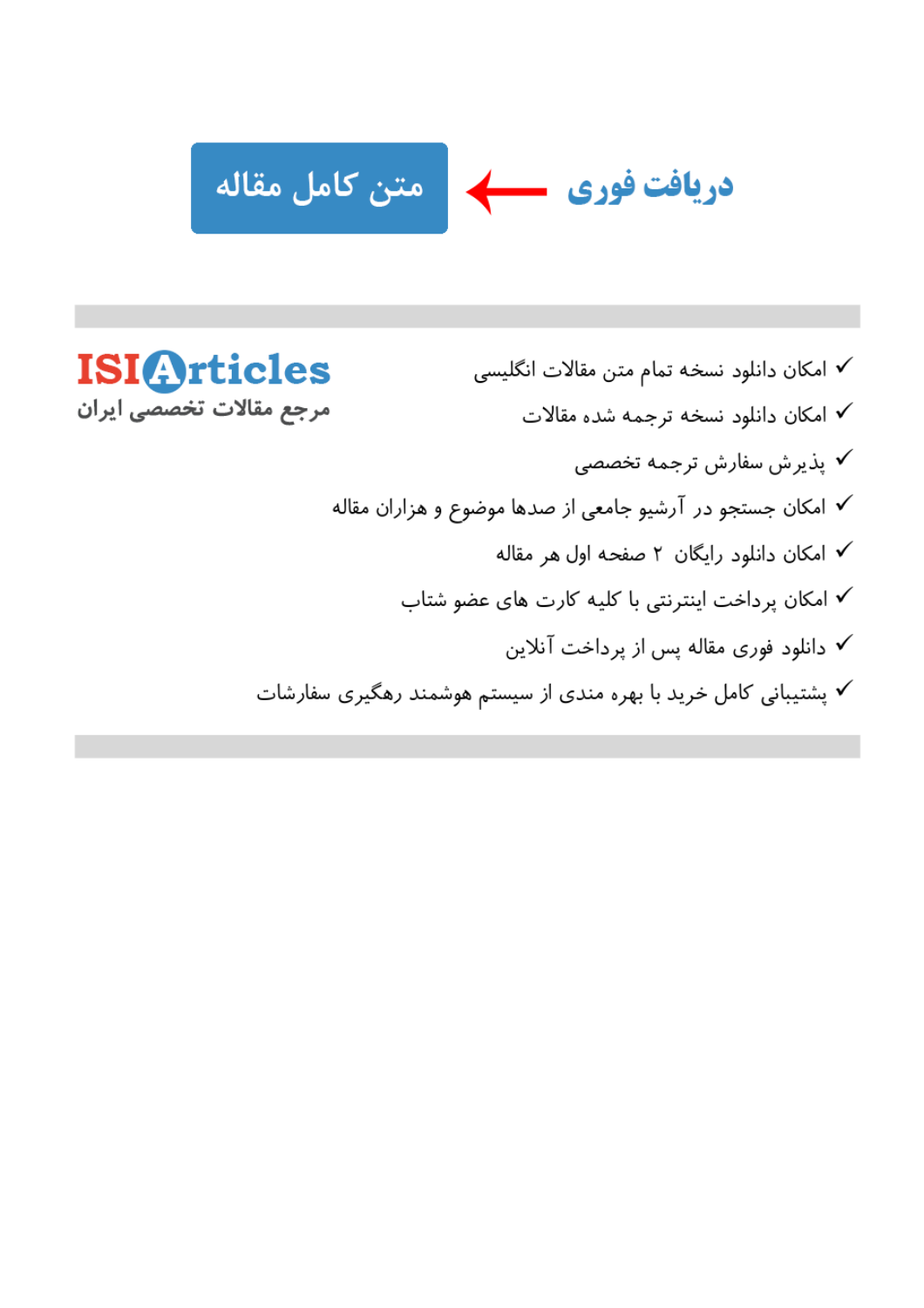دریافت فوری ← **متن کامل مقاله**

**ISIArticles**
مرجع مقالات تخصصی ایران

- ✓ امکان دانلود نسخه تمام متن مقالات انگلیسی
- ✓ امکان دانلود نسخه ترجمه شده مقالات
- ✓ پذیرش سفارش ترجمه تخصصی
- ✓ امکان جستجو در آرشیو جامعی از صدها موضوع و هزاران مقاله
- ✓ امکان دانلود رایگان ۲ صفحه اول هر مقاله
- ✓ امکان پرداخت اینترنتی با کلیه کارت های عضو شتاب
- ✓ دانلود فوری مقاله پس از پرداخت آنلاین
- ✓ پشتیبانی کامل خرید با بهره مندی از سیستم هوشمند رهگیری سفارشات